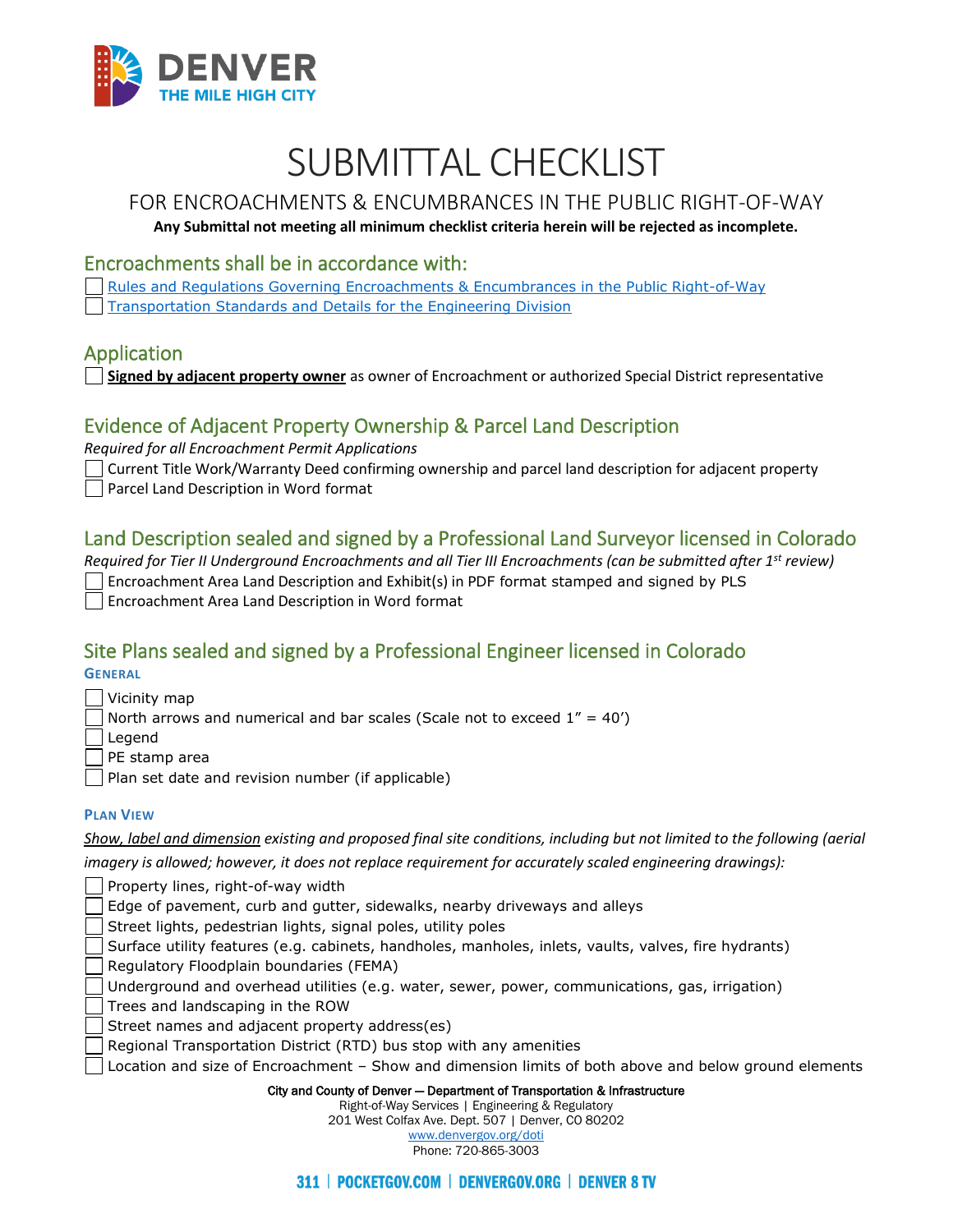# SUBMITTAL CHECKLIST

## FOR ENCROACHMENTS & ENCUMBRANCES IN THE PUBLIC RIGHT-OF-WAY

**Any Submittal not meeting all minimum checklist criteria herein will be rejected as incomplete.**

## Encroachments shall be in accordance with:

- [ ] Rules and Regulations Governing Encroachments & Encumbrances in the Public Right-of-Way
- [ ] Transportation Standards and Details for the Engineering Division

## Application

- [ ] **Signed by adjacent property owner** as owner of Encroachment or authorized Special District representative

## Evidence of Adjacent Property Ownership & Parcel Land Description

*Required for all Encroachment Permit Applications*

- [ ] Current Title Work/Warranty Deed confirming ownership and parcel land description for adjacent property
- [ ] Parcel Land Description in Word format

## Land Description sealed and signed by a Professional Land Surveyor licensed in Colorado

*Required for Tier II Underground Encroachments and all Tier III Encroachments (can be submitted after 1st review)*

- [ ] Encroachment Area Land Description and Exhibit(s) in PDF format stamped and signed by PLS
- [ ] Encroachment Area Land Description in Word format

## Site Plans sealed and signed by a Professional Engineer licensed in Colorado

### General

- [ ] Vicinity map
- [ ] North arrows and numerical and bar scales (Scale not to exceed 1" = 40')
- [ ] Legend
- [ ] PE stamp area
- [ ] Plan set date and revision number (if applicable)

### Plan View

*Show, label and dimension existing and proposed final site conditions, including but not limited to the following (aerial imagery is allowed; however, it does not replace requirement for accurately scaled engineering drawings):*

- [ ] Property lines, right-of-way width
- [ ] Edge of pavement, curb and gutter, sidewalks, nearby driveways and alleys
- [ ] Street lights, pedestrian lights, signal poles, utility poles
- [ ] Surface utility features (e.g. cabinets, handholes, manholes, inlets, vaults, valves, fire hydrants)
- [ ] Regulatory Floodplain boundaries (FEMA)
- [ ] Underground and overhead utilities (e.g. water, sewer, power, communications, gas, irrigation)
- [ ] Trees and landscaping in the ROW
- [ ] Street names and adjacent property address(es)
- [ ] Regional Transportation District (RTD) bus stop with any amenities
- [ ] Location and size of Encroachment – Show and dimension limits of both above and below ground elements

City and County of Denver — Department of Transportation & Infrastructure
Right-of-Way Services | Engineering & Regulatory
201 West Colfax Ave. Dept. 507 | Denver, CO 80202
www.denvergov.org/doti
Phone: 720-865-3003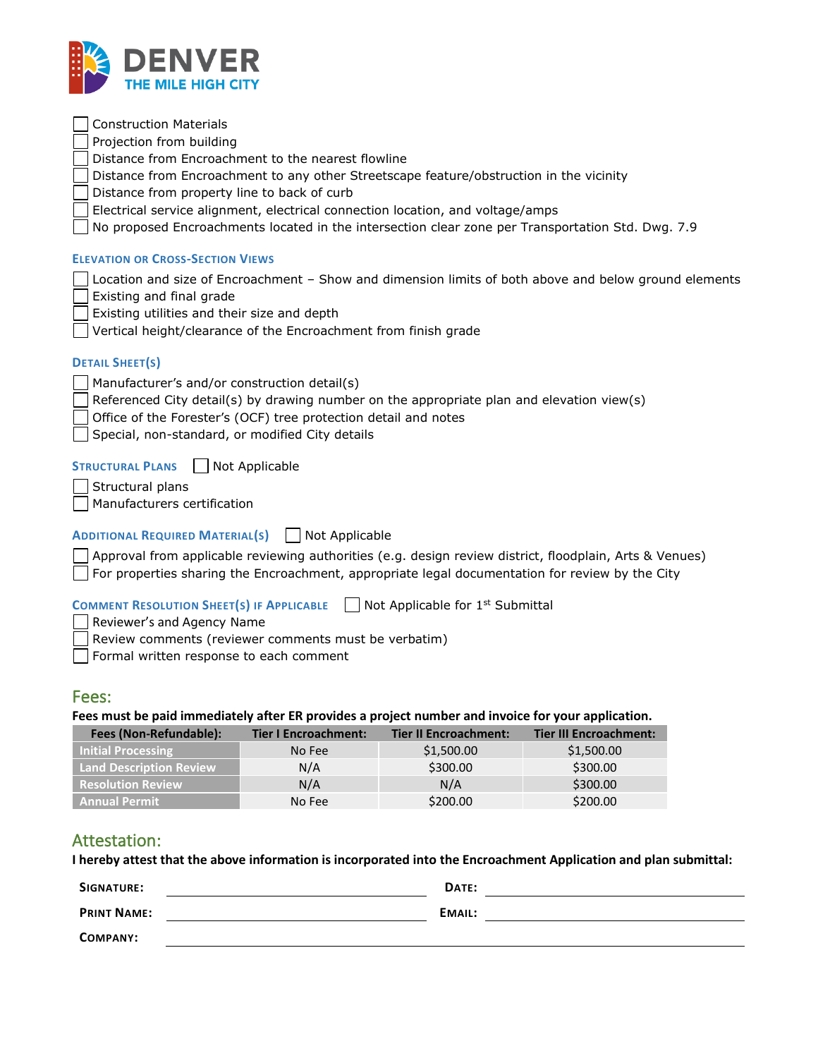- [ ] Construction Materials
- [ ] Projection from building
- [ ] Distance from Encroachment to the nearest flowline
- [ ] Distance from Encroachment to any other Streetscape feature/obstruction in the vicinity
- [ ] Distance from property line to back of curb
- [ ] Electrical service alignment, electrical connection location, and voltage/amps
- [ ] No proposed Encroachments located in the intersection clear zone per Transportation Std. Dwg. 7.9

### Elevation or Cross-Section Views

- [ ] Location and size of Encroachment – Show and dimension limits of both above and below ground elements
- [ ] Existing and final grade
- [ ] Existing utilities and their size and depth
- [ ] Vertical height/clearance of the Encroachment from finish grade

### Detail Sheet(s)

- [ ] Manufacturer's and/or construction detail(s)
- [ ] Referenced City detail(s) by drawing number on the appropriate plan and elevation view(s)
- [ ] Office of the Forester's (OCF) tree protection detail and notes
- [ ] Special, non-standard, or modified City details

### Structural Plans ☐ Not Applicable

- [ ] Structural plans
- [ ] Manufacturers certification

### Additional Required Material(s) ☐ Not Applicable

- [ ] Approval from applicable reviewing authorities (e.g. design review district, floodplain, Arts & Venues)
- [ ] For properties sharing the Encroachment, appropriate legal documentation for review by the City

### Comment Resolution Sheet(s) if Applicable ☐ Not Applicable for 1st Submittal

- [ ] Reviewer's and Agency Name
- [ ] Review comments (reviewer comments must be verbatim)
- [ ] Formal written response to each comment

## Fees:

**Fees must be paid immediately after ER provides a project number and invoice for your application.**

| Fees (Non-Refundable): | Tier I Encroachment: | Tier II Encroachment: | Tier III Encroachment: |
|---|---|---|---|
| Initial Processing | No Fee | $1,500.00 | $1,500.00 |
| Land Description Review | N/A | $300.00 | $300.00 |
| Resolution Review | N/A | N/A | $300.00 |
| Annual Permit | No Fee | $200.00 | $200.00 |

## Attestation:

**I hereby attest that the above information is incorporated into the Encroachment Application and plan submittal:**

**Signature:** ______________________ **Date:** ______________________

**Print Name:** ______________________ **Email:** ______________________

**Company:** ______________________